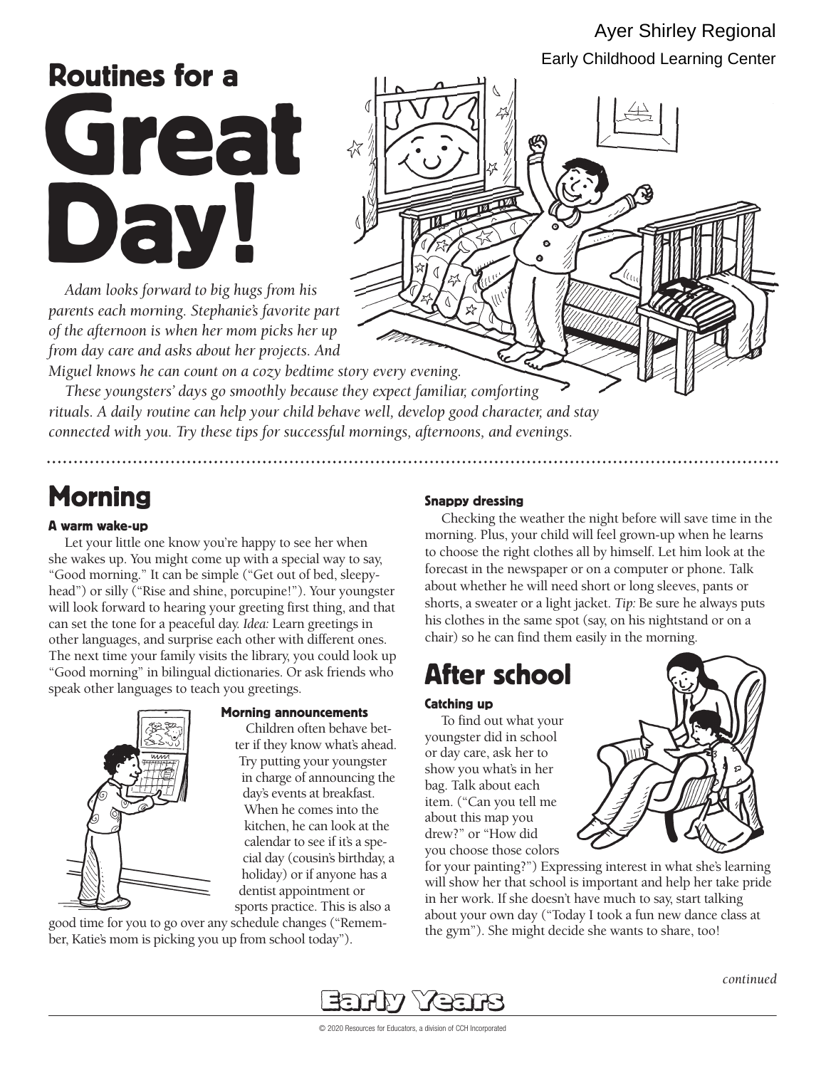Ayer Shirley Regional

Early Childhood Learning Center

# Routines for a Great Day!

*Adam looks forward to big hugs from his parents each morning. Stephanie's favorite part of the afternoon is when her mom picks her up from day care and asks about her projects. And Miguel knows he can count on a cozy bedtime story every evening.*

*These youngsters' days go smoothly because they expect familiar, comforting rituals. A daily routine can help your child behave well, develop good character, and stay connected with you. Try these tips for successful mornings, afternoons, and evenings.*

## Morning

### A warm wake-up

Let your little one know you're happy to see her when she wakes up. You might come up with a special way to say, "Good morning." It can be simple ("Get out of bed, sleepyhead") or silly ("Rise and shine, porcupine!"). Your youngster will look forward to hearing your greeting first thing, and that can set the tone for a peaceful day. *Idea:* Learn greetings in other languages, and surprise each other with different ones. The next time your family visits the library, you could look up "Good morning" in bilingual dictionaries. Or ask friends who speak other languages to teach you greetings.

### Morning announcements

Children often behave better if they know what's ahead. Try putting your youngster in charge of announcing the day's events at breakfast. When he comes into the kitchen, he can look at the calendar to see if it's a special day (cousin's birthday, a holiday) or if anyone has a dentist appointment or sports practice. This is also a good time for you to go over any schedule changes ("Remember, Katie's mom is picking you up from school today").

### Snappy dressing

Checking the weather the night before will save time in the morning. Plus, your child will feel grown-up when he learns to choose the right clothes all by himself. Let him look at the forecast in the newspaper or on a computer or phone. Talk about whether he will need short or long sleeves, pants or shorts, a sweater or a light jacket. *Tip:* Be sure he always puts his clothes in the same spot (say, on his nightstand or on a chair) so he can find them easily in the morning.

## After school

### Catching up

To find out what your youngster did in school or day care, ask her to show you what's in her bag. Talk about each item. ("Can you tell me about this map you drew?" or "How did you choose those colors for your painting?") Expressing interest in what she's learning will show her that school is important and help her take pride in her work. If she doesn't have much to say, start talking about your own day ("Today I took a fun new dance class at the gym"). She might decide she wants to share, too!

*continued*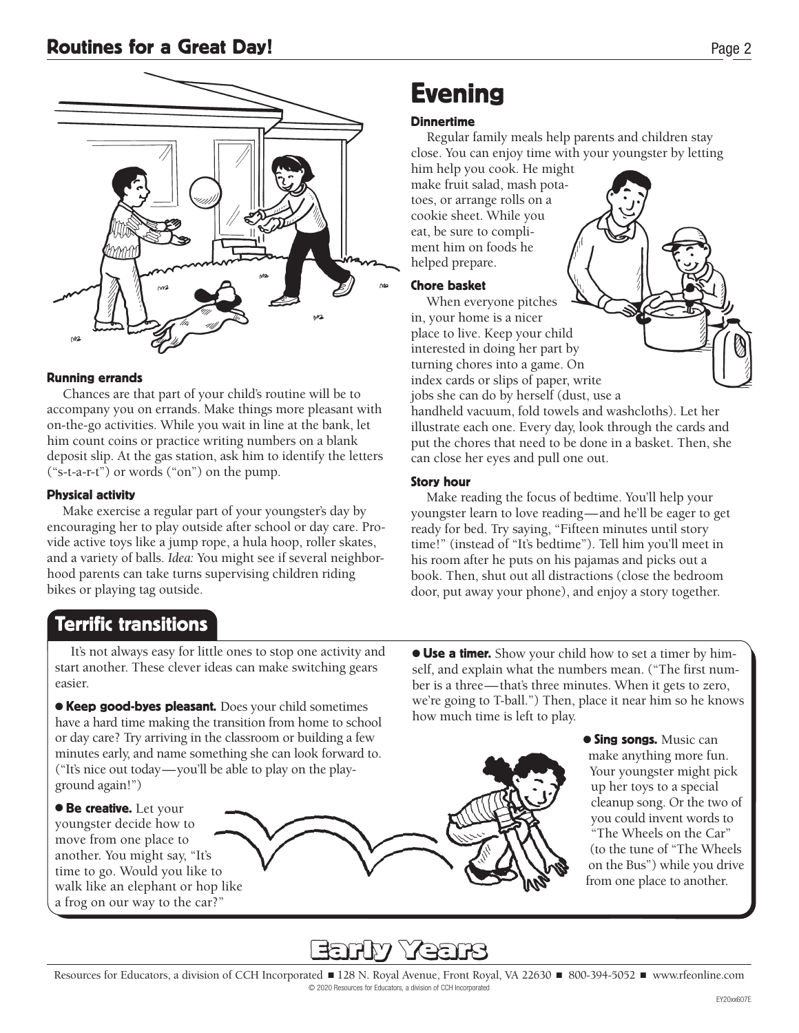### Running errands

Chances are that part of your child's routine will be to accompany you on errands. Make things more pleasant with on-the-go activities. While you wait in line at the bank, let him count coins or practice writing numbers on a blank deposit slip. At the gas station, ask him to identify the letters ("s-t-a-r-t") or words ("on") on the pump.

### Physical activity

Make exercise a regular part of your youngster's day by encouraging her to play outside after school or day care. Provide active toys like a jump rope, a hula hoop, roller skates, and a variety of balls. *Idea:* You might see if several neighborhood parents can take turns supervising children riding bikes or playing tag outside.

## Evening

### Dinnertime

Regular family meals help parents and children stay close. You can enjoy time with your youngster by letting him help you cook. He might make fruit salad, mash potatoes, or arrange rolls on a cookie sheet. While you eat, be sure to compliment him on foods he helped prepare.

### Chore basket

When everyone pitches in, your home is a nicer place to live. Keep your child interested in doing her part by turning chores into a game. On index cards or slips of paper, write jobs she can do by herself (dust, use a handheld vacuum, fold towels and washcloths). Let her illustrate each one. Every day, look through the cards and put the chores that need to be done in a basket. Then, she can close her eyes and pull one out.

### Story hour

Make reading the focus of bedtime. You'll help your youngster learn to love reading—and he'll be eager to get ready for bed. Try saying, "Fifteen minutes until story time!" (instead of "It's bedtime"). Tell him you'll meet in his room after he puts on his pajamas and picks out a book. Then, shut out all distractions (close the bedroom door, put away your phone), and enjoy a story together.

## Terrific transitions

It's not always easy for little ones to stop one activity and start another. These clever ideas can make switching gears easier.

- **Keep good-byes pleasant.** Does your child sometimes have a hard time making the transition from home to school or day care? Try arriving in the classroom or building a few minutes early, and name something she can look forward to. ("It's nice out today—you'll be able to play on the playground again!")

- **Be creative.** Let your youngster decide how to move from one place to another. You might say, "It's time to go. Would you like to walk like an elephant or hop like a frog on our way to the car?"

- **Use a timer.** Show your child how to set a timer by himself, and explain what the numbers mean. ("The first number is a three—that's three minutes. When it gets to zero, we're going to T-ball.") Then, place it near him so he knows how much time is left to play.

- **Sing songs.** Music can make anything more fun. Your youngster might pick up her toys to a special cleanup song. Or the two of you could invent words to "The Wheels on the Car" (to the tune of "The Wheels on the Bus") while you drive from one place to another.

Early Years

Resources for Educators, a division of CCH Incorporated ■ 128 N. Royal Avenue, Front Royal, VA 22630 ■ 800-394-5052 ■ www.rfeonline.com

© 2020 Resources for Educators, a division of CCH Incorporated

EY20xx607E